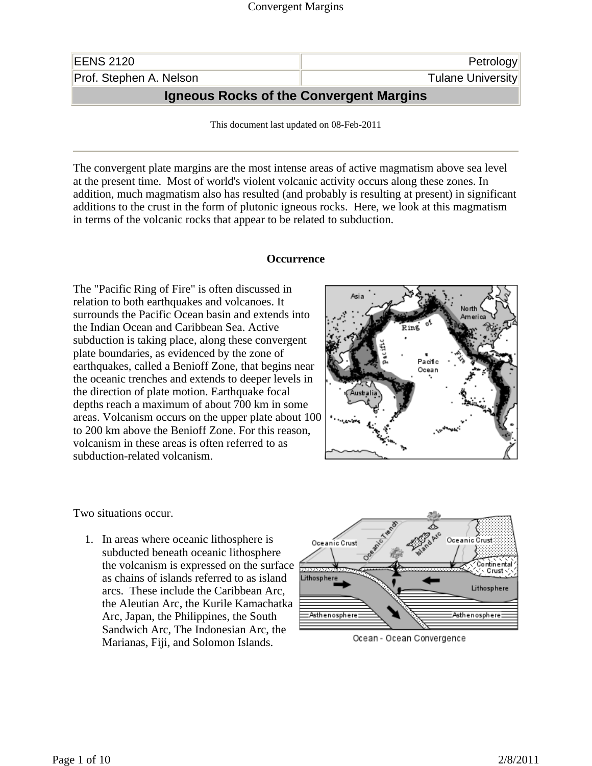| EENS 2120 | Petrology |
| --- | --- |
| Prof. Stephen A. Nelson | Tulane University |

# Igneous Rocks of the Convergent Margins

This document last updated on 08-Feb-2011

---

The convergent plate margins are the most intense areas of active magmatism above sea level at the present time. Most of world's violent volcanic activity occurs along these zones. In addition, much magmatism also has resulted (and probably is resulting at present) in significant additions to the crust in the form of plutonic igneous rocks. Here, we look at this magmatism in terms of the volcanic rocks that appear to be related to subduction.

## Occurrence

The "Pacific Ring of Fire" is often discussed in relation to both earthquakes and volcanoes. It surrounds the Pacific Ocean basin and extends into the Indian Ocean and Caribbean Sea. Active subduction is taking place, along these convergent plate boundaries, as evidenced by the zone of earthquakes, called a Benioff Zone, that begins near the oceanic trenches and extends to deeper levels in the direction of plate motion. Earthquake focal depths reach a maximum of about 700 km in some areas. Volcanism occurs on the upper plate about 100 to 200 km above the Benioff Zone. For this reason, volcanism in these areas is often referred to as subduction-related volcanism.

Two situations occur.

1. In areas where oceanic lithosphere is subducted beneath oceanic lithosphere the volcanism is expressed on the surface as chains of islands referred to as island arcs. These include the Caribbean Arc, the Aleutian Arc, the Kurile Kamachatka Arc, Japan, the Philippines, the South Sandwich Arc, The Indonesian Arc, the Marianas, Fiji, and Solomon Islands.

Ocean - Ocean Convergence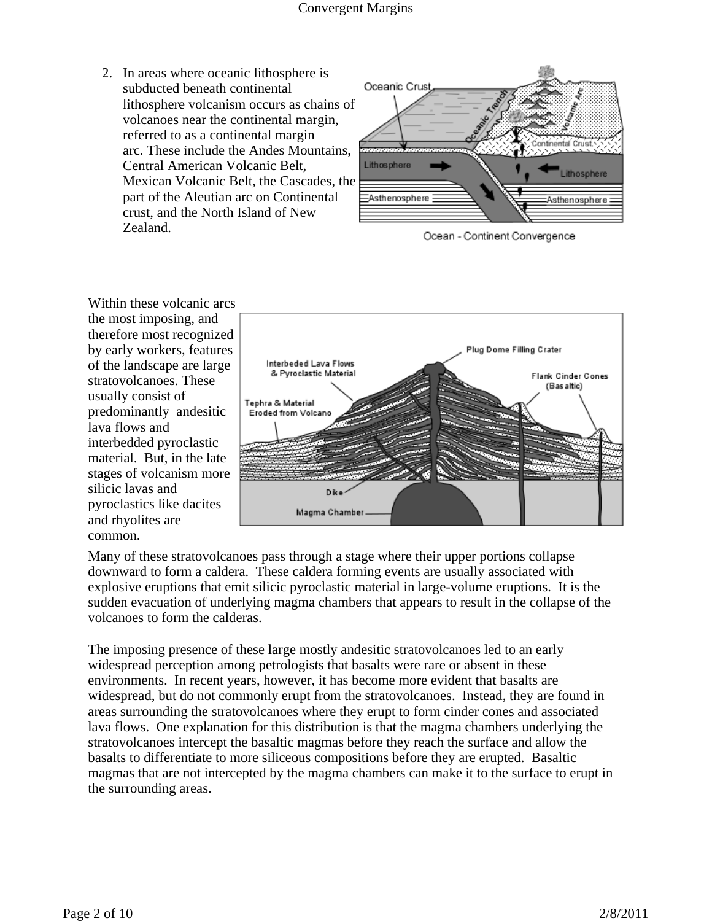2. In areas where oceanic lithosphere is subducted beneath continental lithosphere volcanism occurs as chains of volcanoes near the continental margin, referred to as a continental margin arc. These include the Andes Mountains, Central American Volcanic Belt, Mexican Volcanic Belt, the Cascades, the part of the Aleutian arc on Continental crust, and the North Island of New Zealand.

Ocean - Continent Convergence

Within these volcanic arcs the most imposing, and therefore most recognized by early workers, features of the landscape are large stratovolcanoes. These usually consist of predominantly andesitic lava flows and interbedded pyroclastic material. But, in the late stages of volcanism more silicic lavas and pyroclastics like dacites and rhyolites are common.

Many of these stratovolcanoes pass through a stage where their upper portions collapse downward to form a caldera. These caldera forming events are usually associated with explosive eruptions that emit silicic pyroclastic material in large-volume eruptions. It is the sudden evacuation of underlying magma chambers that appears to result in the collapse of the volcanoes to form the calderas.

The imposing presence of these large mostly andesitic stratovolcanoes led to an early widespread perception among petrologists that basalts were rare or absent in these environments. In recent years, however, it has become more evident that basalts are widespread, but do not commonly erupt from the stratovolcanoes. Instead, they are found in areas surrounding the stratovolcanoes where they erupt to form cinder cones and associated lava flows. One explanation for this distribution is that the magma chambers underlying the stratovolcanoes intercept the basaltic magmas before they reach the surface and allow the basalts to differentiate to more siliceous compositions before they are erupted. Basaltic magmas that are not intercepted by the magma chambers can make it to the surface to erupt in the surrounding areas.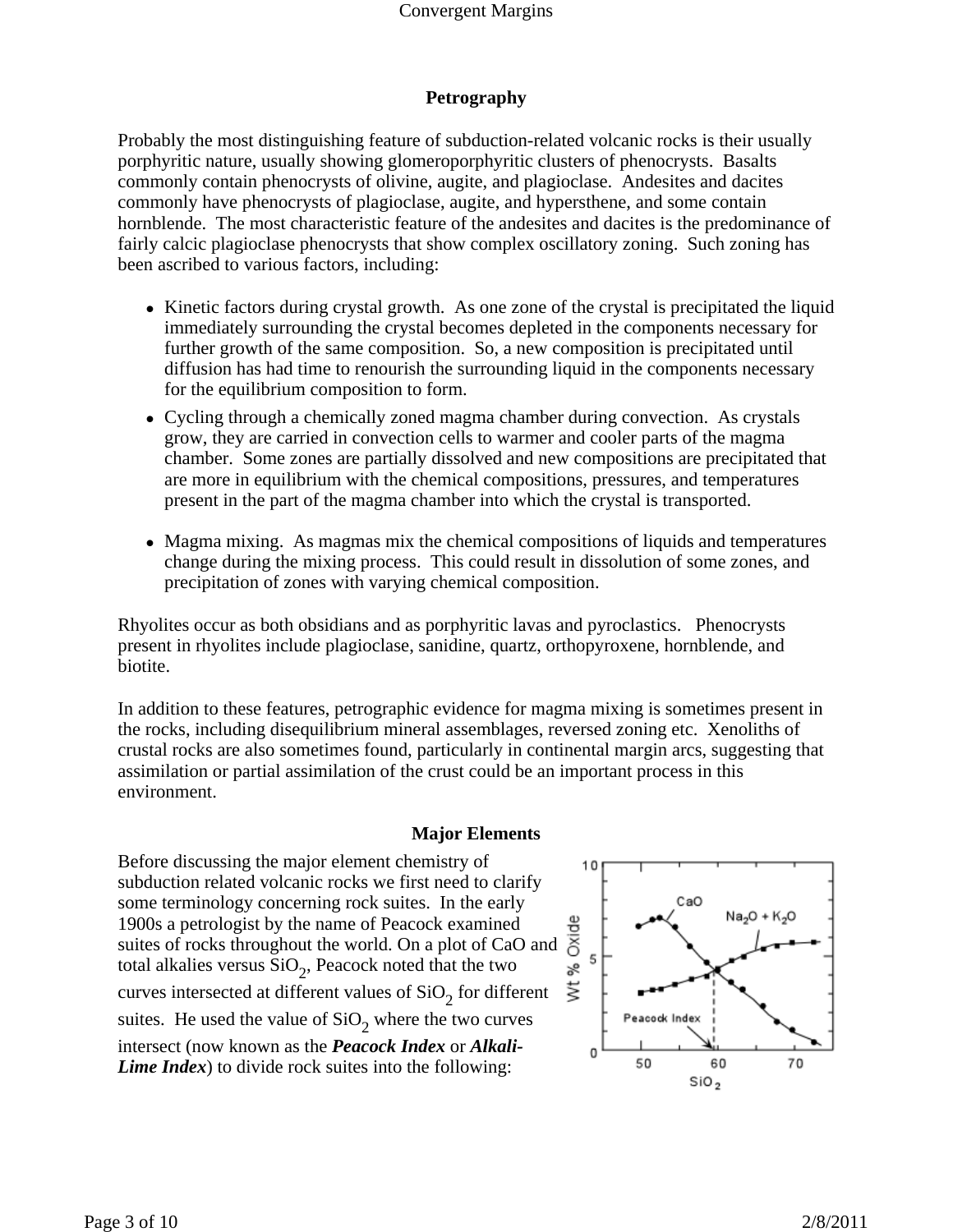## Petrography

Probably the most distinguishing feature of subduction-related volcanic rocks is their usually porphyritic nature, usually showing glomeroporphyritic clusters of phenocrysts. Basalts commonly contain phenocrysts of olivine, augite, and plagioclase. Andesites and dacites commonly have phenocrysts of plagioclase, augite, and hypersthene, and some contain hornblende. The most characteristic feature of the andesites and dacites is the predominance of fairly calcic plagioclase phenocrysts that show complex oscillatory zoning. Such zoning has been ascribed to various factors, including:

- Kinetic factors during crystal growth. As one zone of the crystal is precipitated the liquid immediately surrounding the crystal becomes depleted in the components necessary for further growth of the same composition. So, a new composition is precipitated until diffusion has had time to renourish the surrounding liquid in the components necessary for the equilibrium composition to form.
- Cycling through a chemically zoned magma chamber during convection. As crystals grow, they are carried in convection cells to warmer and cooler parts of the magma chamber. Some zones are partially dissolved and new compositions are precipitated that are more in equilibrium with the chemical compositions, pressures, and temperatures present in the part of the magma chamber into which the crystal is transported.
- Magma mixing. As magmas mix the chemical compositions of liquids and temperatures change during the mixing process. This could result in dissolution of some zones, and precipitation of zones with varying chemical composition.

Rhyolites occur as both obsidians and as porphyritic lavas and pyroclastics. Phenocrysts present in rhyolites include plagioclase, sanidine, quartz, orthopyroxene, hornblende, and biotite.

In addition to these features, petrographic evidence for magma mixing is sometimes present in the rocks, including disequilibrium mineral assemblages, reversed zoning etc. Xenoliths of crustal rocks are also sometimes found, particularly in continental margin arcs, suggesting that assimilation or partial assimilation of the crust could be an important process in this environment.

## Major Elements

Before discussing the major element chemistry of subduction related volcanic rocks we first need to clarify some terminology concerning rock suites. In the early 1900s a petrologist by the name of Peacock examined suites of rocks throughout the world. On a plot of CaO and total alkalies versus $SiO_2$, Peacock noted that the two curves intersected at different values of $SiO_2$ for different suites. He used the value of $SiO_2$ where the two curves intersect (now known as the ***Peacock Index*** or ***Alkali-Lime Index***) to divide rock suites into the following: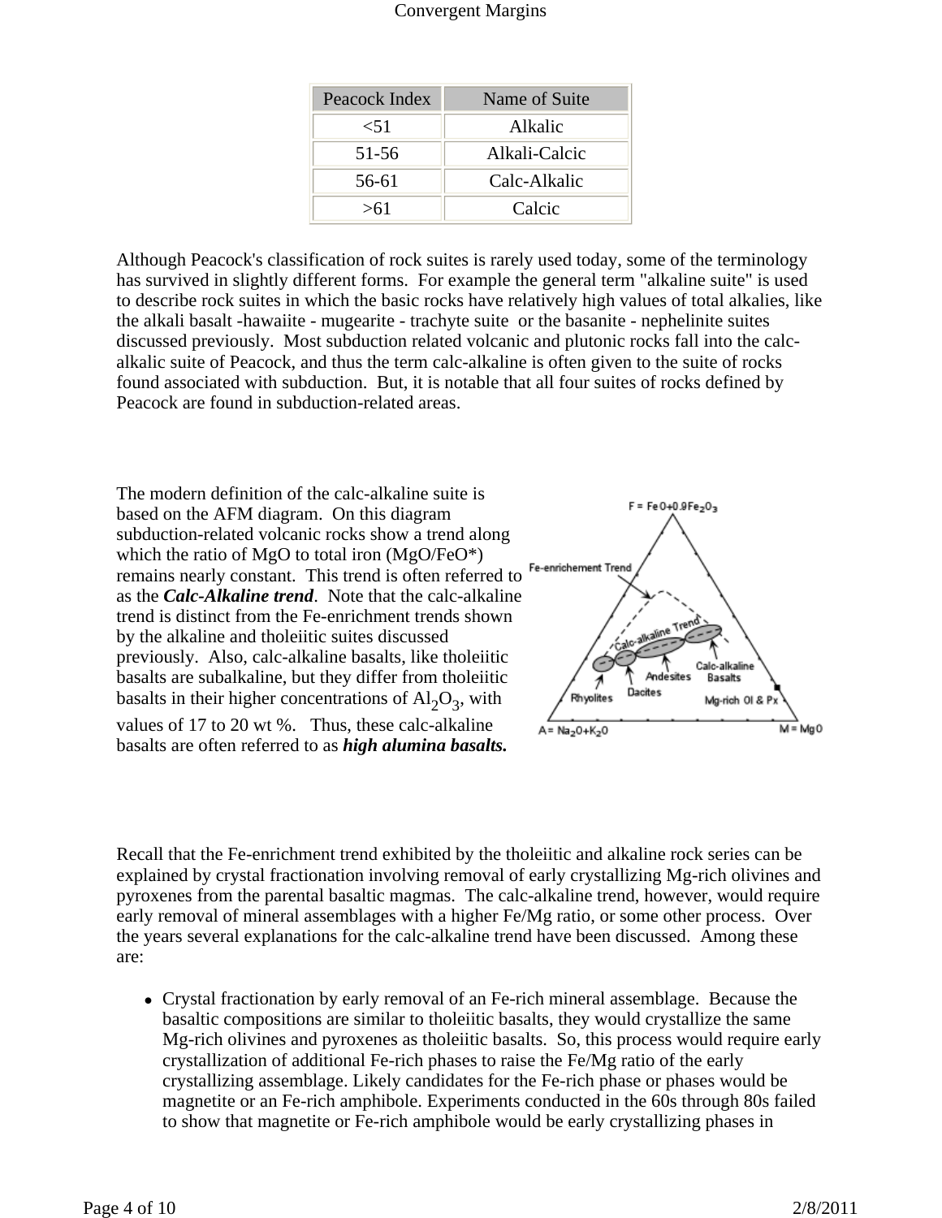| Peacock Index | Name of Suite |
| --- | --- |
| <51 | Alkalic |
| 51-56 | Alkali-Calcic |
| 56-61 | Calc-Alkalic |
| >61 | Calcic |

Although Peacock's classification of rock suites is rarely used today, some of the terminology has survived in slightly different forms. For example the general term "alkaline suite" is used to describe rock suites in which the basic rocks have relatively high values of total alkalies, like the alkali basalt -hawaiite - mugearite - trachyte suite or the basanite - nephelinite suites discussed previously. Most subduction related volcanic and plutonic rocks fall into the calc-alkalic suite of Peacock, and thus the term calc-alkaline is often given to the suite of rocks found associated with subduction. But, it is notable that all four suites of rocks defined by Peacock are found in subduction-related areas.

The modern definition of the calc-alkaline suite is based on the AFM diagram. On this diagram subduction-related volcanic rocks show a trend along which the ratio of MgO to total iron (MgO/FeO*) remains nearly constant. This trend is often referred to as the ***Calc-Alkaline trend***. Note that the calc-alkaline trend is distinct from the Fe-enrichment trends shown by the alkaline and tholeiitic suites discussed previously. Also, calc-alkaline basalts, like tholeiitic basalts are subalkaline, but they differ from tholeiitic basalts in their higher concentrations of $Al_2O_3$, with values of 17 to 20 wt %. Thus, these calc-alkaline basalts are often referred to as ***high alumina basalts.***

Recall that the Fe-enrichment trend exhibited by the tholeiitic and alkaline rock series can be explained by crystal fractionation involving removal of early crystallizing Mg-rich olivines and pyroxenes from the parental basaltic magmas. The calc-alkaline trend, however, would require early removal of mineral assemblages with a higher Fe/Mg ratio, or some other process. Over the years several explanations for the calc-alkaline trend have been discussed. Among these are:

- Crystal fractionation by early removal of an Fe-rich mineral assemblage. Because the basaltic compositions are similar to tholeiitic basalts, they would crystallize the same Mg-rich olivines and pyroxenes as tholeiitic basalts. So, this process would require early crystallization of additional Fe-rich phases to raise the Fe/Mg ratio of the early crystallizing assemblage. Likely candidates for the Fe-rich phase or phases would be magnetite or an Fe-rich amphibole. Experiments conducted in the 60s through 80s failed to show that magnetite or Fe-rich amphibole would be early crystallizing phases in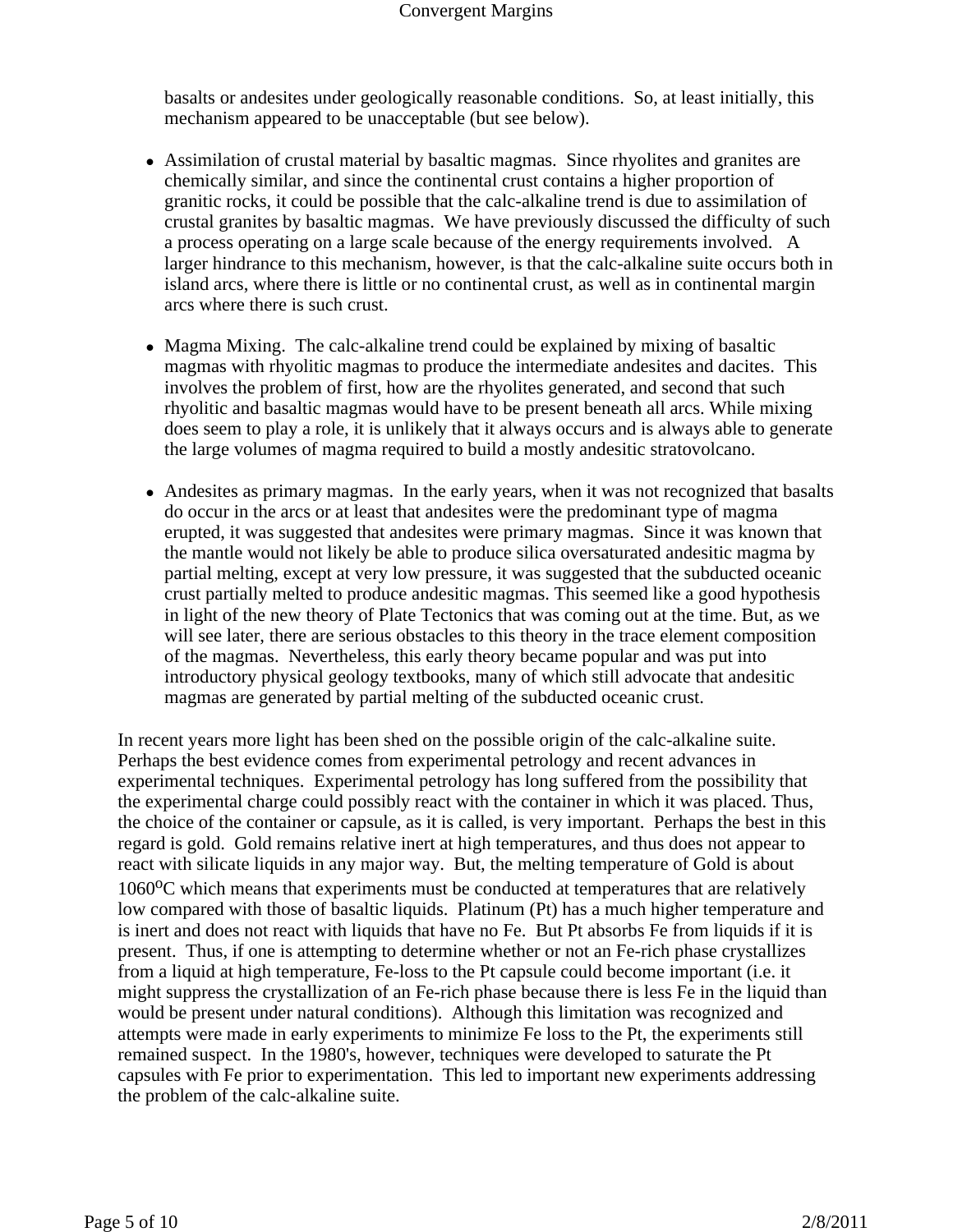basalts or andesites under geologically reasonable conditions. So, at least initially, this mechanism appeared to be unacceptable (but see below).

- Assimilation of crustal material by basaltic magmas. Since rhyolites and granites are chemically similar, and since the continental crust contains a higher proportion of granitic rocks, it could be possible that the calc-alkaline trend is due to assimilation of crustal granites by basaltic magmas. We have previously discussed the difficulty of such a process operating on a large scale because of the energy requirements involved. A larger hindrance to this mechanism, however, is that the calc-alkaline suite occurs both in island arcs, where there is little or no continental crust, as well as in continental margin arcs where there is such crust.

- Magma Mixing. The calc-alkaline trend could be explained by mixing of basaltic magmas with rhyolitic magmas to produce the intermediate andesites and dacites. This involves the problem of first, how are the rhyolites generated, and second that such rhyolitic and basaltic magmas would have to be present beneath all arcs. While mixing does seem to play a role, it is unlikely that it always occurs and is always able to generate the large volumes of magma required to build a mostly andesitic stratovolcano.

- Andesites as primary magmas. In the early years, when it was not recognized that basalts do occur in the arcs or at least that andesites were the predominant type of magma erupted, it was suggested that andesites were primary magmas. Since it was known that the mantle would not likely be able to produce silica oversaturated andesitic magma by partial melting, except at very low pressure, it was suggested that the subducted oceanic crust partially melted to produce andesitic magmas. This seemed like a good hypothesis in light of the new theory of Plate Tectonics that was coming out at the time. But, as we will see later, there are serious obstacles to this theory in the trace element composition of the magmas. Nevertheless, this early theory became popular and was put into introductory physical geology textbooks, many of which still advocate that andesitic magmas are generated by partial melting of the subducted oceanic crust.

In recent years more light has been shed on the possible origin of the calc-alkaline suite. Perhaps the best evidence comes from experimental petrology and recent advances in experimental techniques. Experimental petrology has long suffered from the possibility that the experimental charge could possibly react with the container in which it was placed. Thus, the choice of the container or capsule, as it is called, is very important. Perhaps the best in this regard is gold. Gold remains relative inert at high temperatures, and thus does not appear to react with silicate liquids in any major way. But, the melting temperature of Gold is about 1060$^{o}$C which means that experiments must be conducted at temperatures that are relatively low compared with those of basaltic liquids. Platinum (Pt) has a much higher temperature and is inert and does not react with liquids that have no Fe. But Pt absorbs Fe from liquids if it is present. Thus, if one is attempting to determine whether or not an Fe-rich phase crystallizes from a liquid at high temperature, Fe-loss to the Pt capsule could become important (i.e. it might suppress the crystallization of an Fe-rich phase because there is less Fe in the liquid than would be present under natural conditions). Although this limitation was recognized and attempts were made in early experiments to minimize Fe loss to the Pt, the experiments still remained suspect. In the 1980's, however, techniques were developed to saturate the Pt capsules with Fe prior to experimentation. This led to important new experiments addressing the problem of the calc-alkaline suite.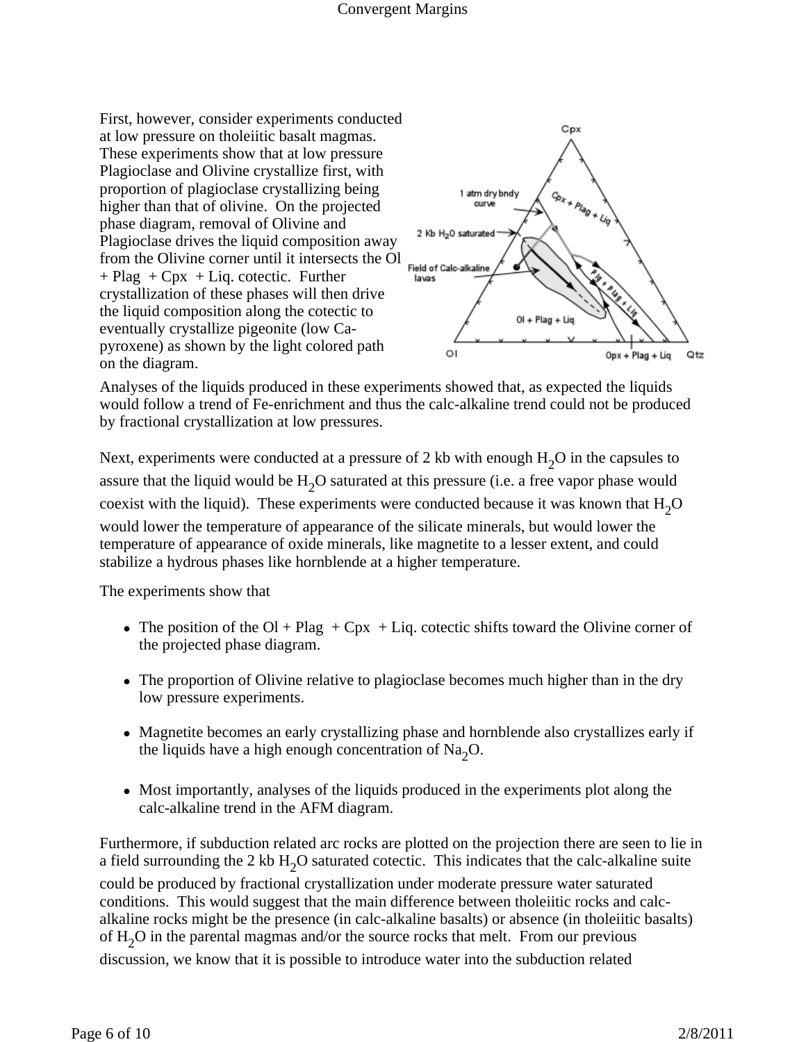First, however, consider experiments conducted at low pressure on tholeiitic basalt magmas. These experiments show that at low pressure Plagioclase and Olivine crystallize first, with proportion of plagioclase crystallizing being higher than that of olivine. On the projected phase diagram, removal of Olivine and Plagioclase drives the liquid composition away from the Olivine corner until it intersects the Ol + Plag + Cpx + Liq. cotectic. Further crystallization of these phases will then drive the liquid composition along the cotectic to eventually crystallize pigeonite (low Ca-pyroxene) as shown by the light colored path on the diagram.

Analyses of the liquids produced in these experiments showed that, as expected the liquids would follow a trend of Fe-enrichment and thus the calc-alkaline trend could not be produced by fractional crystallization at low pressures.

Next, experiments were conducted at a pressure of 2 kb with enough $H_2O$ in the capsules to assure that the liquid would be $H_2O$ saturated at this pressure (i.e. a free vapor phase would coexist with the liquid). These experiments were conducted because it was known that $H_2O$ would lower the temperature of appearance of the silicate minerals, but would lower the temperature of appearance of oxide minerals, like magnetite to a lesser extent, and could stabilize a hydrous phases like hornblende at a higher temperature.

The experiments show that

- The position of the Ol + Plag + Cpx + Liq. cotectic shifts toward the Olivine corner of the projected phase diagram.
- The proportion of Olivine relative to plagioclase becomes much higher than in the dry low pressure experiments.
- Magnetite becomes an early crystallizing phase and hornblende also crystallizes early if the liquids have a high enough concentration of $Na_2O$.
- Most importantly, analyses of the liquids produced in the experiments plot along the calc-alkaline trend in the AFM diagram.

Furthermore, if subduction related arc rocks are plotted on the projection there are seen to lie in a field surrounding the 2 kb $H_2O$ saturated cotectic. This indicates that the calc-alkaline suite could be produced by fractional crystallization under moderate pressure water saturated conditions. This would suggest that the main difference between tholeiitic rocks and calc-alkaline rocks might be the presence (in calc-alkaline basalts) or absence (in tholeiitic basalts) of $H_2O$ in the parental magmas and/or the source rocks that melt. From our previous discussion, we know that it is possible to introduce water into the subduction related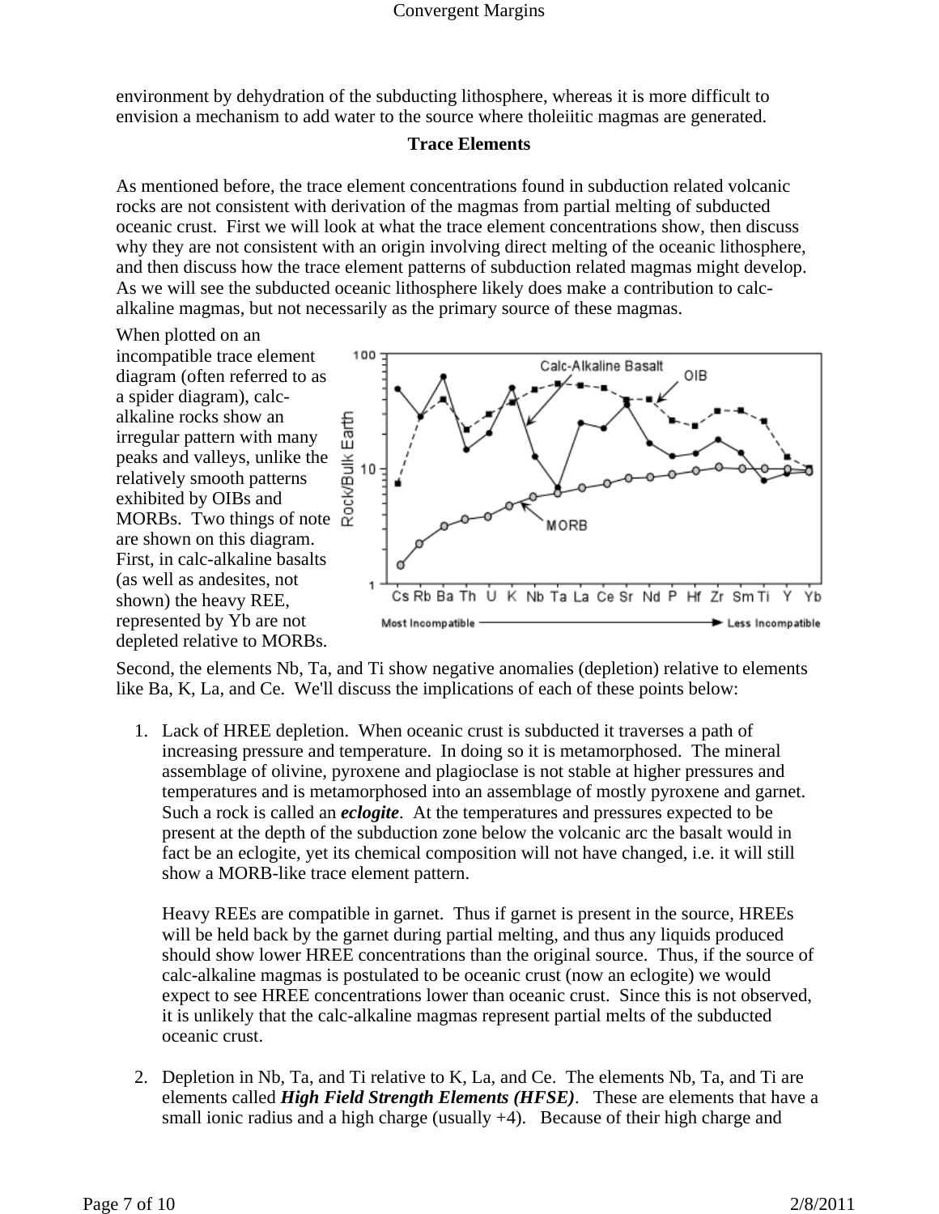environment by dehydration of the subducting lithosphere, whereas it is more difficult to envision a mechanism to add water to the source where tholeiitic magmas are generated.

### Trace Elements

As mentioned before, the trace element concentrations found in subduction related volcanic rocks are not consistent with derivation of the magmas from partial melting of subducted oceanic crust. First we will look at what the trace element concentrations show, then discuss why they are not consistent with an origin involving direct melting of the oceanic lithosphere, and then discuss how the trace element patterns of subduction related magmas might develop. As we will see the subducted oceanic lithosphere likely does make a contribution to calc-alkaline magmas, but not necessarily as the primary source of these magmas.

When plotted on an incompatible trace element diagram (often referred to as a spider diagram), calc-alkaline rocks show an irregular pattern with many peaks and valleys, unlike the relatively smooth patterns exhibited by OIBs and MORBs. Two things of note are shown on this diagram. First, in calc-alkaline basalts (as well as andesites, not shown) the heavy REE, represented by Yb are not depleted relative to MORBs. Second, the elements Nb, Ta, and Ti show negative anomalies (depletion) relative to elements like Ba, K, La, and Ce. We'll discuss the implications of each of these points below:

1. Lack of HREE depletion. When oceanic crust is subducted it traverses a path of increasing pressure and temperature. In doing so it is metamorphosed. The mineral assemblage of olivine, pyroxene and plagioclase is not stable at higher pressures and temperatures and is metamorphosed into an assemblage of mostly pyroxene and garnet. Such a rock is called an ***eclogite***. At the temperatures and pressures expected to be present at the depth of the subduction zone below the volcanic arc the basalt would in fact be an eclogite, yet its chemical composition will not have changed, i.e. it will still show a MORB-like trace element pattern.

   Heavy REEs are compatible in garnet. Thus if garnet is present in the source, HREEs will be held back by the garnet during partial melting, and thus any liquids produced should show lower HREE concentrations than the original source. Thus, if the source of calc-alkaline magmas is postulated to be oceanic crust (now an eclogite) we would expect to see HREE concentrations lower than oceanic crust. Since this is not observed, it is unlikely that the calc-alkaline magmas represent partial melts of the subducted oceanic crust.

2. Depletion in Nb, Ta, and Ti relative to K, La, and Ce. The elements Nb, Ta, and Ti are elements called ***High Field Strength Elements (HFSE)***. These are elements that have a small ionic radius and a high charge (usually +4). Because of their high charge and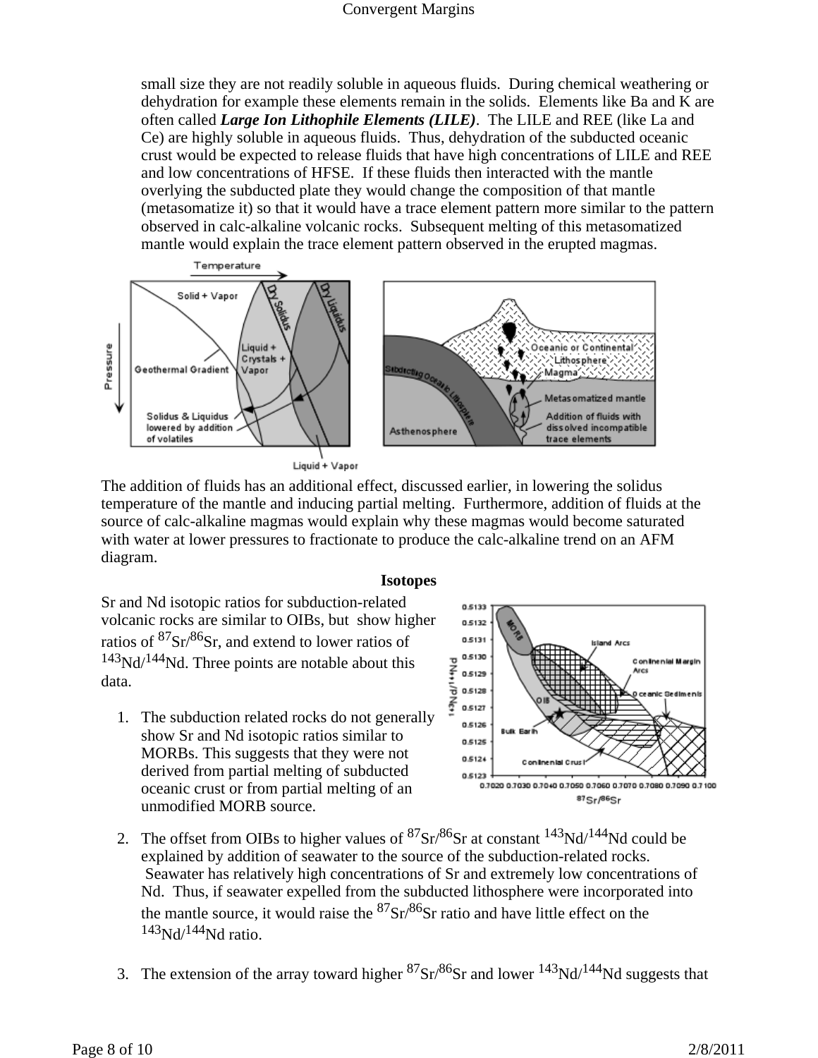small size they are not readily soluble in aqueous fluids. During chemical weathering or dehydration for example these elements remain in the solids. Elements like Ba and K are often called ***Large Ion Lithophile Elements (LILE)***. The LILE and REE (like La and Ce) are highly soluble in aqueous fluids. Thus, dehydration of the subducted oceanic crust would be expected to release fluids that have high concentrations of LILE and REE and low concentrations of HFSE. If these fluids then interacted with the mantle overlying the subducted plate they would change the composition of that mantle (metasomatize it) so that it would have a trace element pattern more similar to the pattern observed in calc-alkaline volcanic rocks. Subsequent melting of this metasomatized mantle would explain the trace element pattern observed in the erupted magmas.

The addition of fluids has an additional effect, discussed earlier, in lowering the solidus temperature of the mantle and inducing partial melting. Furthermore, addition of fluids at the source of calc-alkaline magmas would explain why these magmas would become saturated with water at lower pressures to fractionate to produce the calc-alkaline trend on an AFM diagram.

## Isotopes

Sr and Nd isotopic ratios for subduction-related volcanic rocks are similar to OIBs, but show higher ratios of $^{87}Sr/^{86}Sr$, and extend to lower ratios of $^{143}Nd/^{144}Nd$. Three points are notable about this data.

1. The subduction related rocks do not generally show Sr and Nd isotopic ratios similar to MORBs. This suggests that they were not derived from partial melting of subducted oceanic crust or from partial melting of an unmodified MORB source.

2. The offset from OIBs to higher values of $^{87}Sr/^{86}Sr$ at constant $^{143}Nd/^{144}Nd$ could be explained by addition of seawater to the source of the subduction-related rocks. Seawater has relatively high concentrations of Sr and extremely low concentrations of Nd. Thus, if seawater expelled from the subducted lithosphere were incorporated into the mantle source, it would raise the $^{87}Sr/^{86}Sr$ ratio and have little effect on the $^{143}Nd/^{144}Nd$ ratio.

3. The extension of the array toward higher $^{87}Sr/^{86}Sr$ and lower $^{143}Nd/^{144}Nd$ suggests that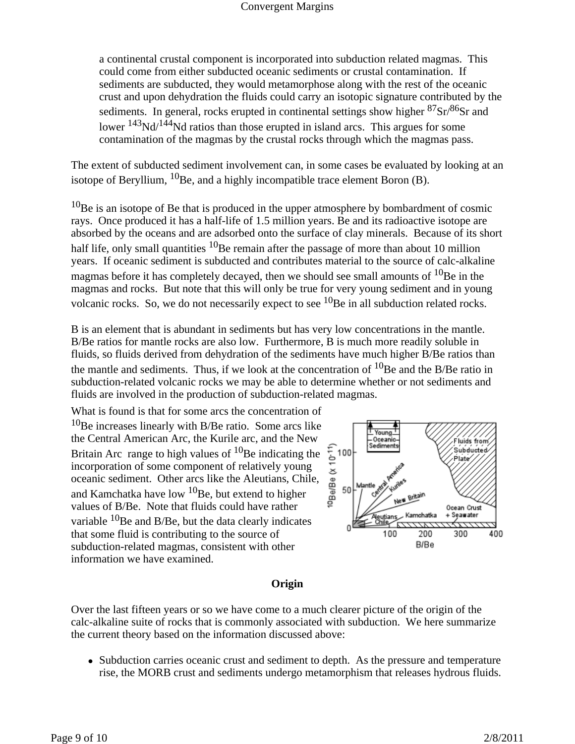a continental crustal component is incorporated into subduction related magmas. This could come from either subducted oceanic sediments or crustal contamination. If sediments are subducted, they would metamorphose along with the rest of the oceanic crust and upon dehydration the fluids could carry an isotopic signature contributed by the sediments. In general, rocks erupted in continental settings show higher $^{87}Sr/^{86}Sr$ and lower $^{143}Nd/^{144}Nd$ ratios than those erupted in island arcs. This argues for some contamination of the magmas by the crustal rocks through which the magmas pass.

The extent of subducted sediment involvement can, in some cases be evaluated by looking at an isotope of Beryllium, $^{10}Be$, and a highly incompatible trace element Boron (B).

$^{10}Be$ is an isotope of Be that is produced in the upper atmosphere by bombardment of cosmic rays. Once produced it has a half-life of 1.5 million years. Be and its radioactive isotope are absorbed by the oceans and are adsorbed onto the surface of clay minerals. Because of its short half life, only small quantities $^{10}Be$ remain after the passage of more than about 10 million years. If oceanic sediment is subducted and contributes material to the source of calc-alkaline magmas before it has completely decayed, then we should see small amounts of $^{10}Be$ in the magmas and rocks. But note that this will only be true for very young sediment and in young volcanic rocks. So, we do not necessarily expect to see $^{10}Be$ in all subduction related rocks.

B is an element that is abundant in sediments but has very low concentrations in the mantle. B/Be ratios for mantle rocks are also low. Furthermore, B is much more readily soluble in fluids, so fluids derived from dehydration of the sediments have much higher B/Be ratios than the mantle and sediments. Thus, if we look at the concentration of $^{10}Be$ and the B/Be ratio in subduction-related volcanic rocks we may be able to determine whether or not sediments and fluids are involved in the production of subduction-related magmas.

What is found is that for some arcs the concentration of $^{10}Be$ increases linearly with B/Be ratio. Some arcs like the Central American Arc, the Kurile arc, and the New Britain Arc range to high values of $^{10}Be$ indicating the incorporation of some component of relatively young oceanic sediment. Other arcs like the Aleutians, Chile, and Kamchatka have low $^{10}Be$, but extend to higher values of B/Be. Note that fluids could have rather variable $^{10}Be$ and B/Be, but the data clearly indicates that some fluid is contributing to the source of subduction-related magmas, consistent with other information we have examined.

## Origin

Over the last fifteen years or so we have come to a much clearer picture of the origin of the calc-alkaline suite of rocks that is commonly associated with subduction. We here summarize the current theory based on the information discussed above:

- Subduction carries oceanic crust and sediment to depth. As the pressure and temperature rise, the MORB crust and sediments undergo metamorphism that releases hydrous fluids.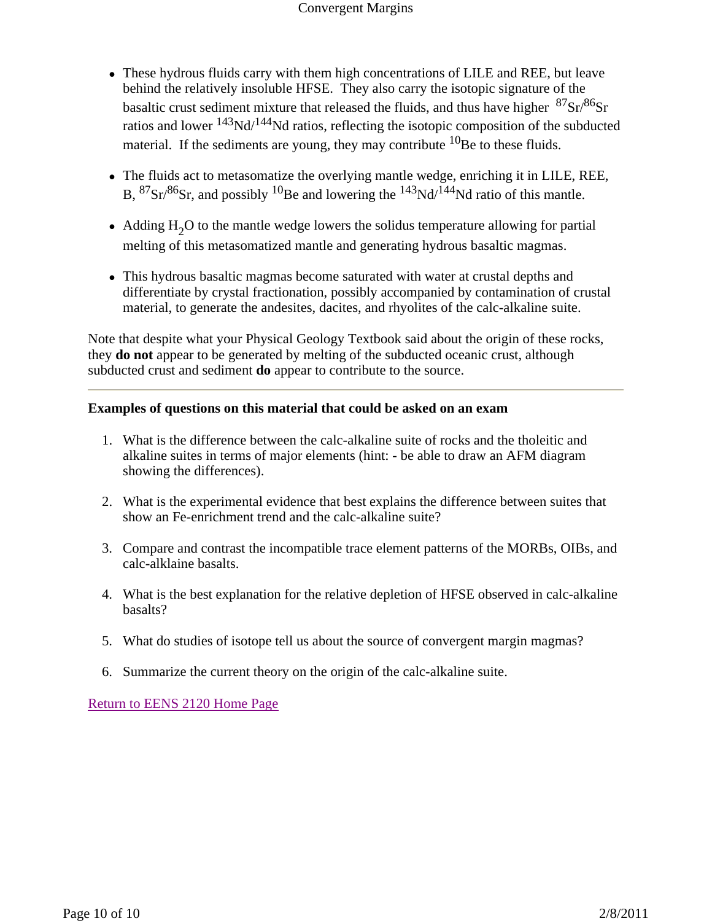- These hydrous fluids carry with them high concentrations of LILE and REE, but leave behind the relatively insoluble HFSE. They also carry the isotopic signature of the basaltic crust sediment mixture that released the fluids, and thus have higher $^{87}Sr/^{86}Sr$ ratios and lower $^{143}Nd/^{144}Nd$ ratios, reflecting the isotopic composition of the subducted material. If the sediments are young, they may contribute $^{10}Be$ to these fluids.

- The fluids act to metasomatize the overlying mantle wedge, enriching it in LILE, REE, B, $^{87}Sr/^{86}Sr$, and possibly $^{10}Be$ and lowering the $^{143}Nd/^{144}Nd$ ratio of this mantle.

- Adding $H_2O$ to the mantle wedge lowers the solidus temperature allowing for partial melting of this metasomatized mantle and generating hydrous basaltic magmas.

- This hydrous basaltic magmas become saturated with water at crustal depths and differentiate by crystal fractionation, possibly accompanied by contamination of crustal material, to generate the andesites, dacites, and rhyolites of the calc-alkaline suite.

Note that despite what your Physical Geology Textbook said about the origin of these rocks, they **do not** appear to be generated by melting of the subducted oceanic crust, although subducted crust and sediment **do** appear to contribute to the source.

---

**Examples of questions on this material that could be asked on an exam**

1. What is the difference between the calc-alkaline suite of rocks and the tholeitic and alkaline suites in terms of major elements (hint: - be able to draw an AFM diagram showing the differences).

2. What is the experimental evidence that best explains the difference between suites that show an Fe-enrichment trend and the calc-alkaline suite?

3. Compare and contrast the incompatible trace element patterns of the MORBs, OIBs, and calc-alklaine basalts.

4. What is the best explanation for the relative depletion of HFSE observed in calc-alkaline basalts?

5. What do studies of isotope tell us about the source of convergent margin magmas?

6. Summarize the current theory on the origin of the calc-alkaline suite.

Return to EENS 2120 Home Page